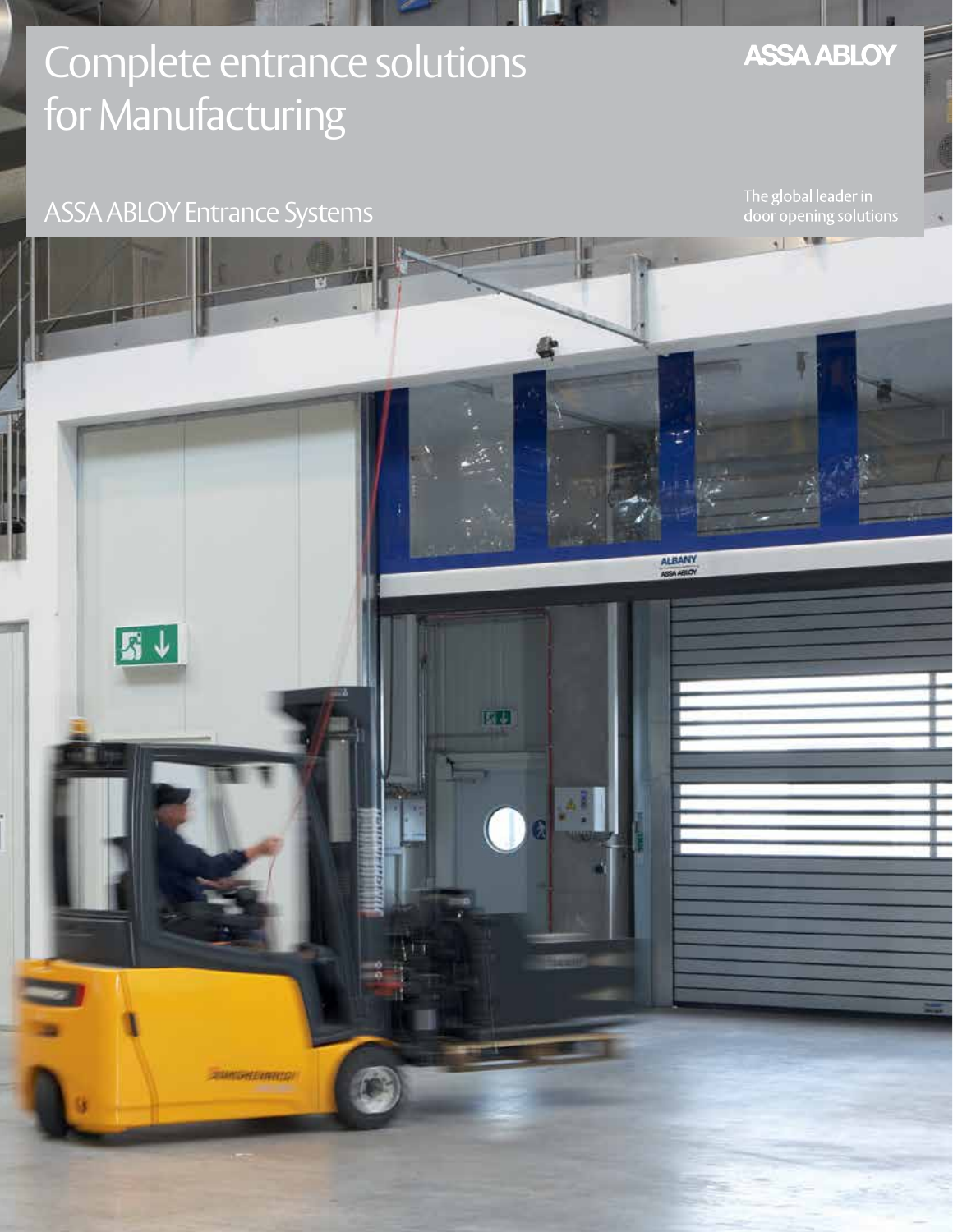# Complete entrance solutions for Manufacturing

ASSA ABLOY

ASSA ABLOY Entrance Systems

The global leader in door opening solutions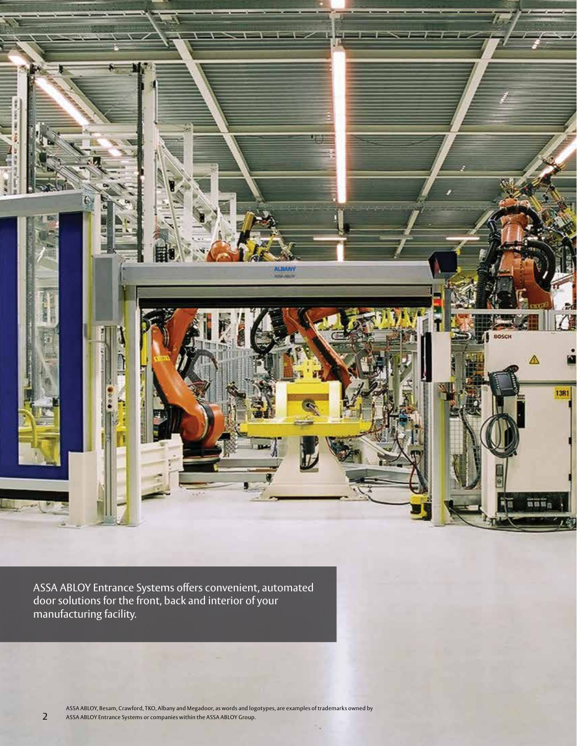ASSA ABLOY Entrance Systems offers convenient, automated door solutions for the front, back and interior of your manufacturing facility.

ASSA ABLOY, Besam, Crawford, TKO, Albany and Megadoor, as words and logotypes, are examples of trademarks owned by ASSA ABLOY Entrance Systems or companies within the ASSA ABLOY Group.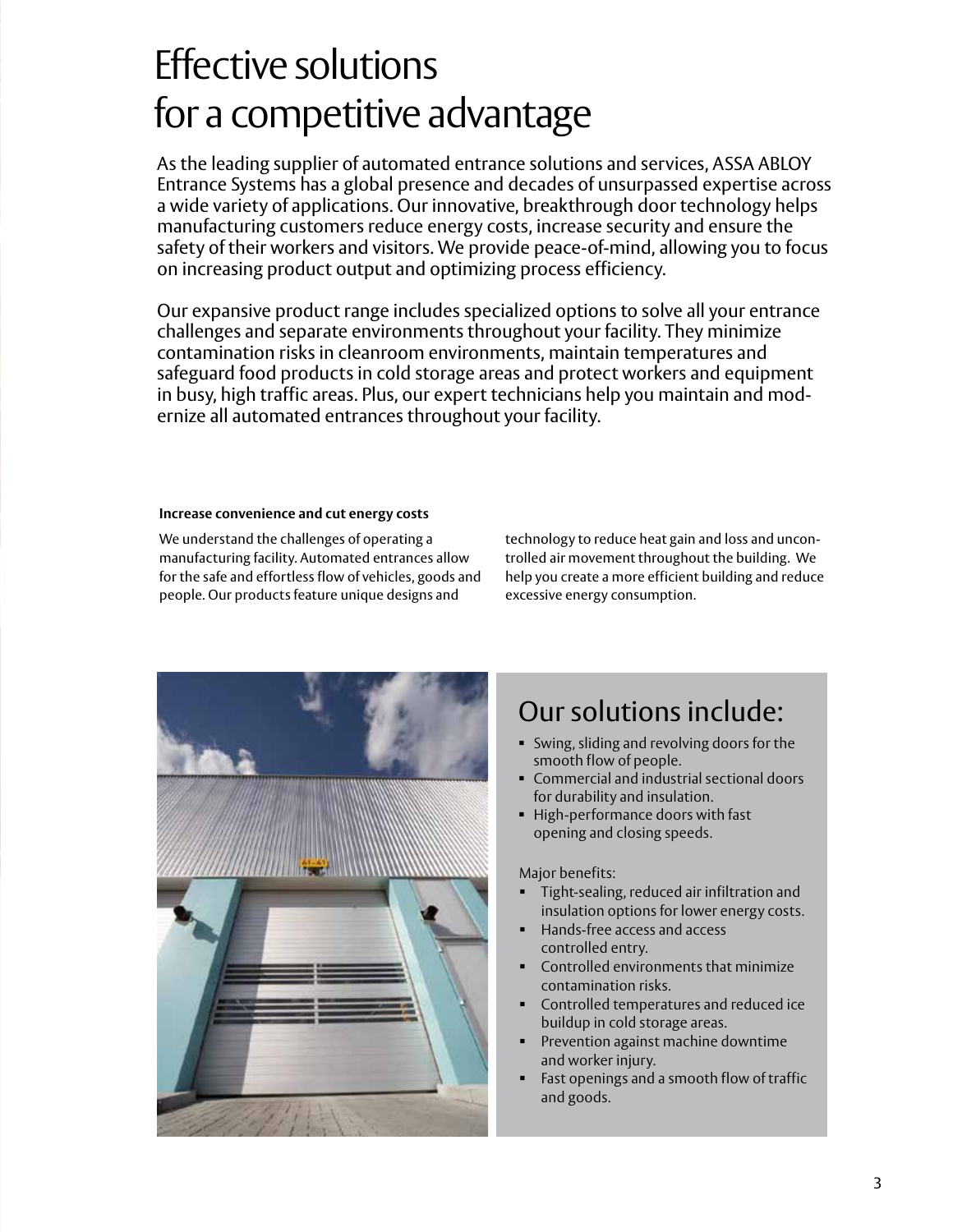# Effective solutions for a competitive advantage

As the leading supplier of automated entrance solutions and services, ASSA ABLOY Entrance Systems has a global presence and decades of unsurpassed expertise across a wide variety of applications. Our innovative, breakthrough door technology helps manufacturing customers reduce energy costs, increase security and ensure the safety of their workers and visitors. We provide peace-of-mind, allowing you to focus on increasing product output and optimizing process efficiency.

Our expansive product range includes specialized options to solve all your entrance challenges and separate environments throughout your facility. They minimize contamination risks in cleanroom environments, maintain temperatures and safeguard food products in cold storage areas and protect workers and equipment in busy, high traffic areas. Plus, our expert technicians help you maintain and modernize all automated entrances throughout your facility.

**Increase convenience and cut energy costs**

We understand the challenges of operating a manufacturing facility. Automated entrances allow for the safe and effortless flow of vehicles, goods and people. Our products feature unique designs and technology to reduce heat gain and loss and uncontrolled air movement throughout the building. We help you create a more efficient building and reduce excessive energy consumption.

## Our solutions include:

- Swing, sliding and revolving doors for the smooth flow of people.
- Commercial and industrial sectional doors for durability and insulation.
- High-performance doors with fast opening and closing speeds.

Major benefits:

- Tight-sealing, reduced air infiltration and insulation options for lower energy costs.
- Hands-free access and access controlled entry.
- Controlled environments that minimize contamination risks.
- Controlled temperatures and reduced ice buildup in cold storage areas.
- Prevention against machine downtime and worker injury.
- Fast openings and a smooth flow of traffic and goods.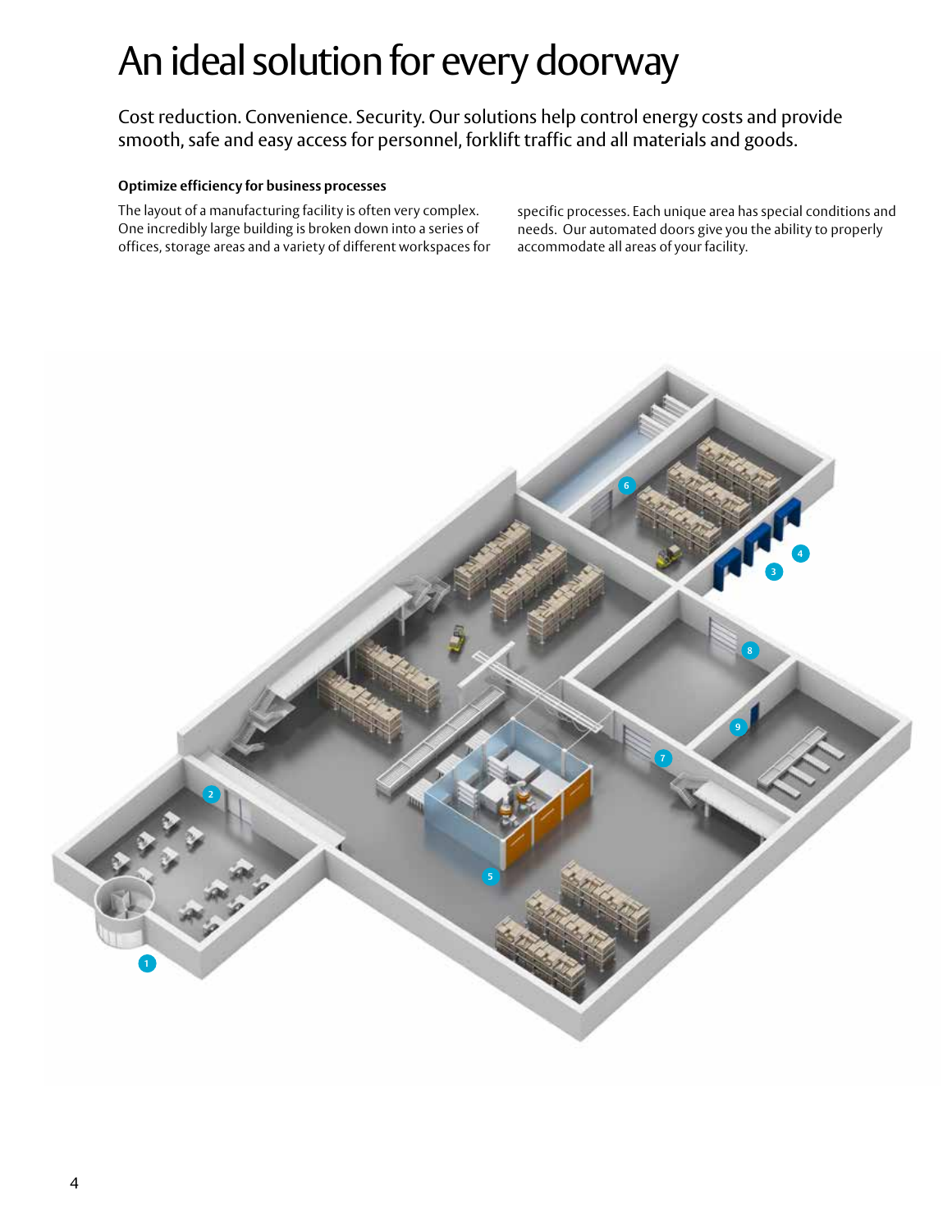# An ideal solution for every doorway

Cost reduction. Convenience. Security. Our solutions help control energy costs and provide smooth, safe and easy access for personnel, forklift traffic and all materials and goods.

### Optimize efficiency for business processes

The layout of a manufacturing facility is often very complex. One incredibly large building is broken down into a series of offices, storage areas and a variety of different workspaces for specific processes. Each unique area has special conditions and needs. Our automated doors give you the ability to properly accommodate all areas of your facility.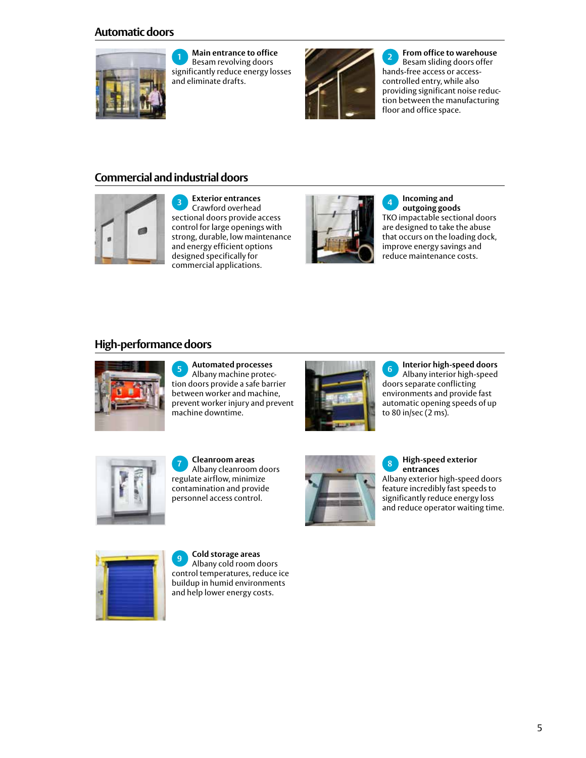## Automatic doors

**1 Main entrance to office**
Besam revolving doors significantly reduce energy losses and eliminate drafts.

**2 From office to warehouse**
Besam sliding doors offer hands-free access or access-controlled entry, while also providing significant noise reduction between the manufacturing floor and office space.

## Commercial and industrial doors

**3 Exterior entrances**
Crawford overhead sectional doors provide access control for large openings with strong, durable, low maintenance and energy efficient options designed specifically for commercial applications.

**4 Incoming and outgoing goods**
TKO impactable sectional doors are designed to take the abuse that occurs on the loading dock, improve energy savings and reduce maintenance costs.

## High-performance doors

**5 Automated processes**
Albany machine protection doors provide a safe barrier between worker and machine, prevent worker injury and prevent machine downtime.

**6 Interior high-speed doors**
Albany interior high-speed doors separate conflicting environments and provide fast automatic opening speeds of up to 80 in/sec (2 ms).

**7 Cleanroom areas**
Albany cleanroom doors regulate airflow, minimize contamination and provide personnel access control.

**8 High-speed exterior entrances**
Albany exterior high-speed doors feature incredibly fast speeds to significantly reduce energy loss and reduce operator waiting time.

**9 Cold storage areas**
Albany cold room doors control temperatures, reduce ice buildup in humid environments and help lower energy costs.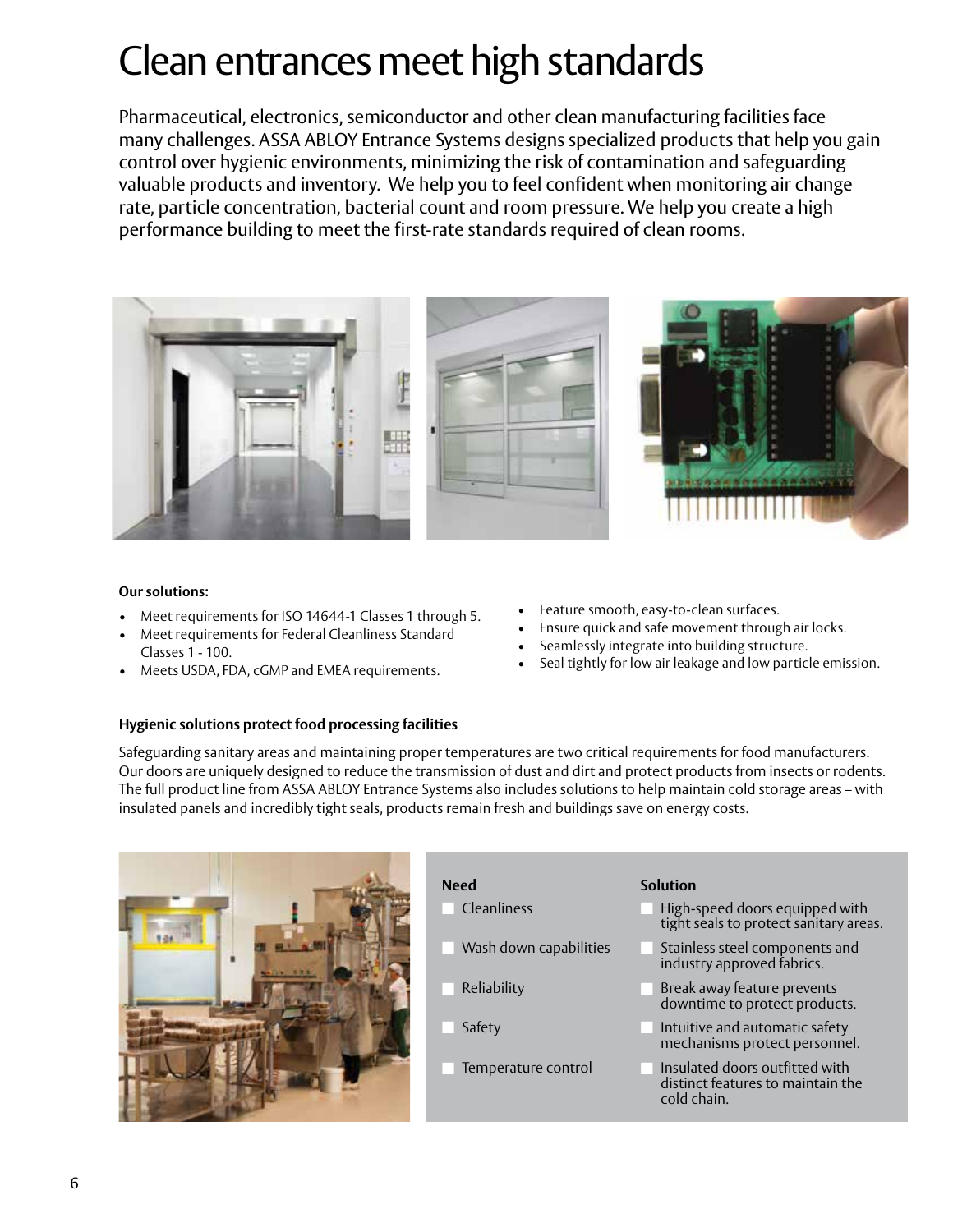# Clean entrances meet high standards

Pharmaceutical, electronics, semiconductor and other clean manufacturing facilities face many challenges. ASSA ABLOY Entrance Systems designs specialized products that help you gain control over hygienic environments, minimizing the risk of contamination and safeguarding valuable products and inventory. We help you to feel confident when monitoring air change rate, particle concentration, bacterial count and room pressure. We help you create a high performance building to meet the first-rate standards required of clean rooms.

**Our solutions:**

- Meet requirements for ISO 14644-1 Classes 1 through 5.
- Meet requirements for Federal Cleanliness Standard Classes 1 - 100.
- Meets USDA, FDA, cGMP and EMEA requirements.
- Feature smooth, easy-to-clean surfaces.
- Ensure quick and safe movement through air locks.
- Seamlessly integrate into building structure.
- Seal tightly for low air leakage and low particle emission.

**Hygienic solutions protect food processing facilities**

Safeguarding sanitary areas and maintaining proper temperatures are two critical requirements for food manufacturers. Our doors are uniquely designed to reduce the transmission of dust and dirt and protect products from insects or rodents. The full product line from ASSA ABLOY Entrance Systems also includes solutions to help maintain cold storage areas – with insulated panels and incredibly tight seals, products remain fresh and buildings save on energy costs.

| Need | Solution |
|---|---|
| Cleanliness | High-speed doors equipped with tight seals to protect sanitary areas. |
| Wash down capabilities | Stainless steel components and industry approved fabrics. |
| Reliability | Break away feature prevents downtime to protect products. |
| Safety | Intuitive and automatic safety mechanisms protect personnel. |
| Temperature control | Insulated doors outfitted with distinct features to maintain the cold chain. |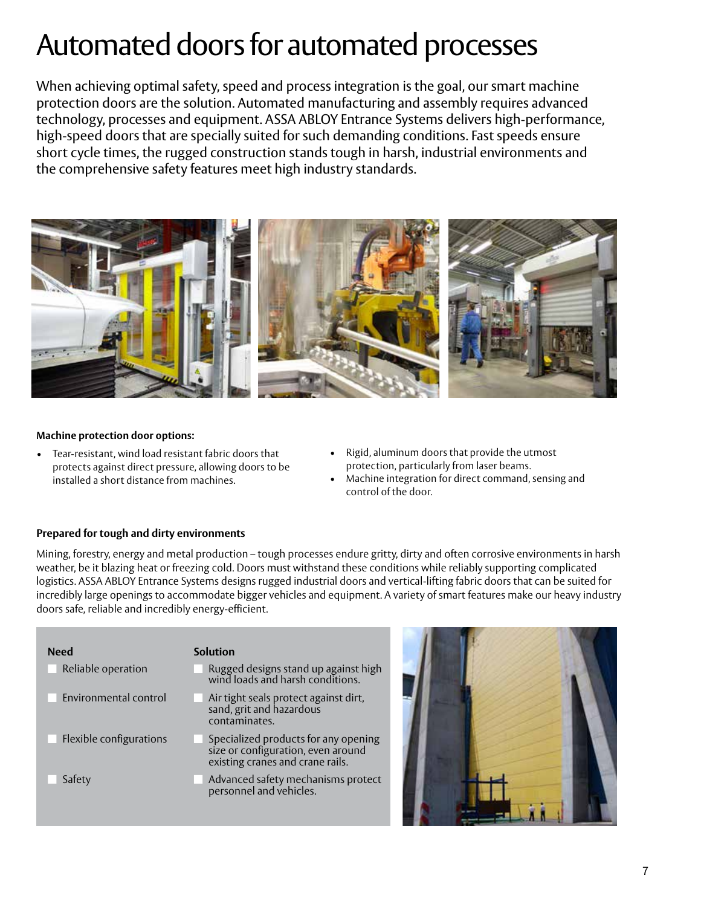# Automated doors for automated processes

When achieving optimal safety, speed and process integration is the goal, our smart machine protection doors are the solution. Automated manufacturing and assembly requires advanced technology, processes and equipment. ASSA ABLOY Entrance Systems delivers high-performance, high-speed doors that are specially suited for such demanding conditions. Fast speeds ensure short cycle times, the rugged construction stands tough in harsh, industrial environments and the comprehensive safety features meet high industry standards.

**Machine protection door options:**

- Tear-resistant, wind load resistant fabric doors that protects against direct pressure, allowing doors to be installed a short distance from machines.
- Rigid, aluminum doors that provide the utmost protection, particularly from laser beams.
- Machine integration for direct command, sensing and control of the door.

**Prepared for tough and dirty environments**

Mining, forestry, energy and metal production – tough processes endure gritty, dirty and often corrosive environments in harsh weather, be it blazing heat or freezing cold. Doors must withstand these conditions while reliably supporting complicated logistics. ASSA ABLOY Entrance Systems designs rugged industrial doors and vertical-lifting fabric doors that can be suited for incredibly large openings to accommodate bigger vehicles and equipment. A variety of smart features make our heavy industry doors safe, reliable and incredibly energy-efficient.

| Need | Solution |
| --- | --- |
| Reliable operation | Rugged designs stand up against high wind loads and harsh conditions. |
| Environmental control | Air tight seals protect against dirt, sand, grit and hazardous contaminates. |
| Flexible configurations | Specialized products for any opening size or configuration, even around existing cranes and crane rails. |
| Safety | Advanced safety mechanisms protect personnel and vehicles. |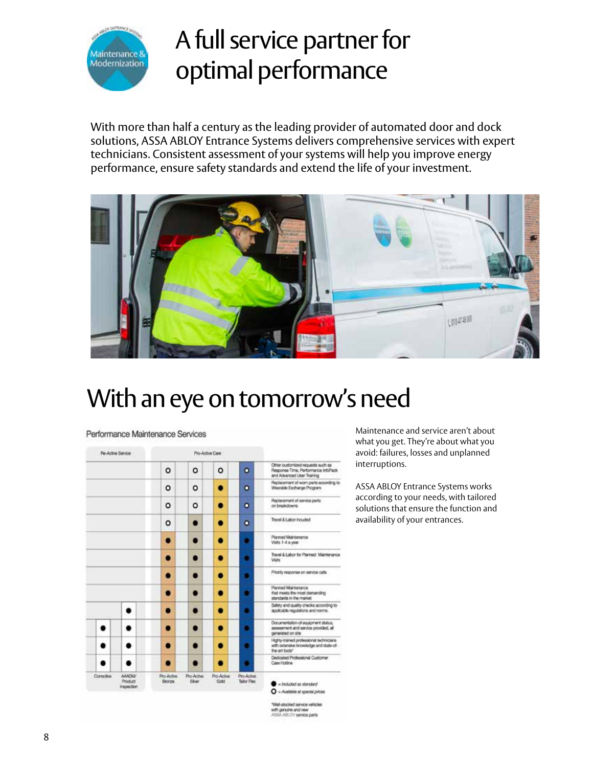# A full service partner for optimal performance

With more than half a century as the leading provider of automated door and dock solutions, ASSA ABLOY Entrance Systems delivers comprehensive services with expert technicians. Consistent assessment of your systems will help you improve energy performance, ensure safety standards and extend the life of your investment.

# With an eye on tomorrow's need

Performance Maintenance Services

| Re-Active Service | | Pro-Active Care | | | | |
|---|---|---|---|---|---|---|
| | | ○ | ○ | ○ | ○ | Other customized requests such as Response Time, Performance InfoPack and Advanced User Training |
| | | ○ | ○ | ● | ○ | Replacement of worn parts according to Wearable Exchange Program |
| | | ○ | ○ | ● | ○ | Replacement of service parts on breakdowns |
| | | ○ | ● | ● | ○ | Travel & Labor included |
| | | ● | ● | ● | ● | Planned Maintenance Visits 1-4 a year |
| | | ● | ● | ● | ● | Travel & Labor for Planned Maintenance Visits |
| | | ● | ● | ● | ● | Priority response on service calls |
| | | ● | ● | ● | ● | Planned Maintenance that meets the most demanding standards in the market |
| | ● | ● | ● | ● | ● | Safety and quality checks according to applicable regulations and norms. |
| ● | ● | ● | ● | ● | ● | Documentation of equipment status, assessment and service provided, all generated on site |
| ● | ● | ● | ● | ● | ● | Highly-trained professional technicians with extensive knowledge and state-of-the-art tools* |
| ● | ● | ● | ● | ● | ● | Dedicated Professional Customer Care Hotline |
| Corrective | AAADM/ Product Inspection | Pro-Active Bronze | Pro-Active Silver | Pro-Active Gold | Pro-Active Tailor Flex | |

● = Included as standard

○ = Available at special prices

*Well-stocked service vehicles with genuine and new ASSA ABLOY service parts

Maintenance and service aren't about what you get. They're about what you avoid: failures, losses and unplanned interruptions.

ASSA ABLOY Entrance Systems works according to your needs, with tailored solutions that ensure the function and availability of your entrances.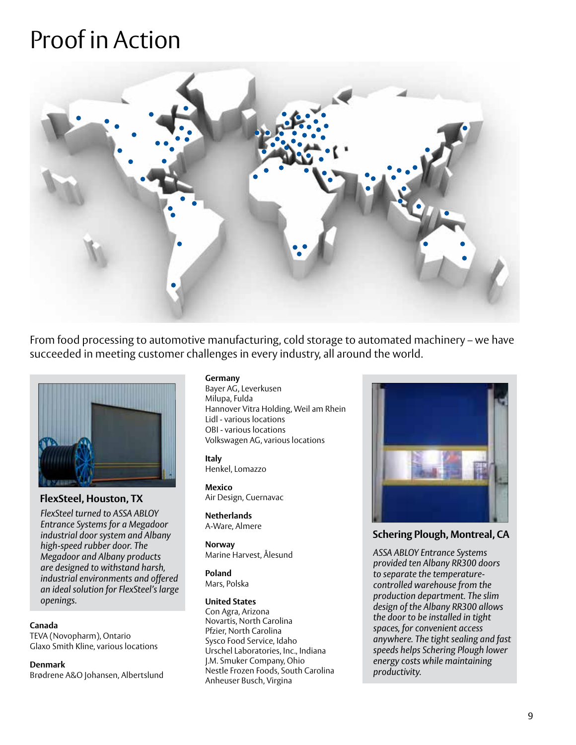# Proof in Action

From food processing to automotive manufacturing, cold storage to automated machinery – we have succeeded in meeting customer challenges in every industry, all around the world.

**FlexSteel, Houston, TX**

*FlexSteel turned to ASSA ABLOY Entrance Systems for a Megadoor industrial door system and Albany high-speed rubber door. The Megadoor and Albany products are designed to withstand harsh, industrial environments and offered an ideal solution for FlexSteel's large openings.*

**Canada**
TEVA (Novopharm), Ontario
Glaxo Smith Kline, various locations

**Denmark**
Brødrene A&O Johansen, Albertslund

**Germany**
Bayer AG, Leverkusen
Milupa, Fulda
Hannover Vitra Holding, Weil am Rhein
Lidl - various locations
OBI - various locations
Volkswagen AG, various locations

**Italy**
Henkel, Lomazzo

**Mexico**
Air Design, Cuernavac

**Netherlands**
A-Ware, Almere

**Norway**
Marine Harvest, Ålesund

**Poland**
Mars, Polska

**United States**
Con Agra, Arizona
Novartis, North Carolina
Pfzier, North Carolina
Sysco Food Service, Idaho
Urschel Laboratories, Inc., Indiana
J.M. Smuker Company, Ohio
Nestle Frozen Foods, South Carolina
Anheuser Busch, Virgina

**Schering Plough, Montreal, CA**

*ASSA ABLOY Entrance Systems provided ten Albany RR300 doors to separate the temperature-controlled warehouse from the production department. The slim design of the Albany RR300 allows the door to be installed in tight spaces, for convenient access anywhere. The tight sealing and fast speeds helps Schering Plough lower energy costs while maintaining productivity.*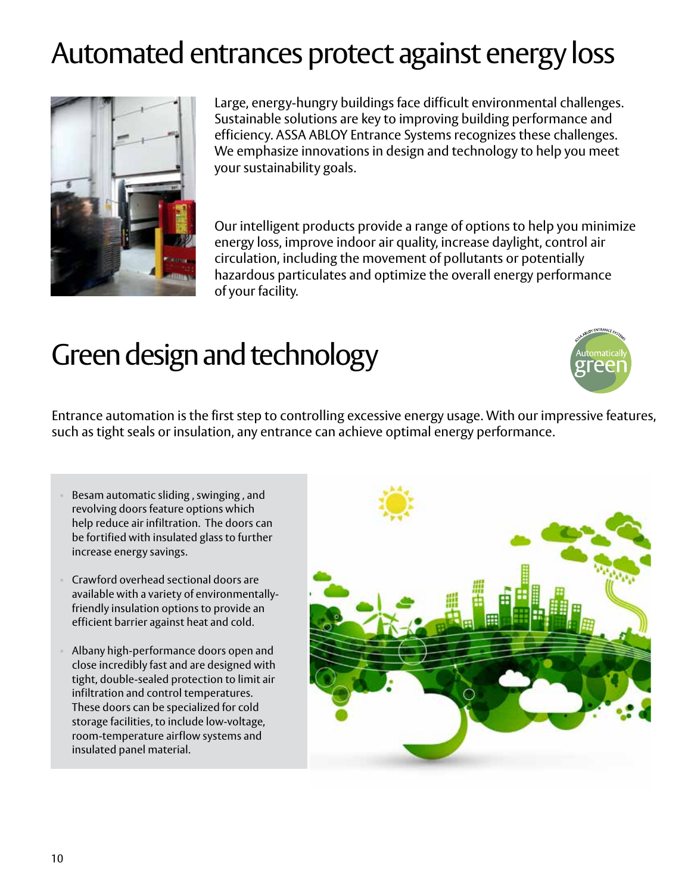# Automated entrances protect against energy loss

Large, energy-hungry buildings face difficult environmental challenges. Sustainable solutions are key to improving building performance and efficiency. ASSA ABLOY Entrance Systems recognizes these challenges. We emphasize innovations in design and technology to help you meet your sustainability goals.

Our intelligent products provide a range of options to help you minimize energy loss, improve indoor air quality, increase daylight, control air circulation, including the movement of pollutants or potentially hazardous particulates and optimize the overall energy performance of your facility.

# Green design and technology

Entrance automation is the first step to controlling excessive energy usage. With our impressive features, such as tight seals or insulation, any entrance can achieve optimal energy performance.

- Besam automatic sliding , swinging , and revolving doors feature options which help reduce air infiltration. The doors can be fortified with insulated glass to further increase energy savings.
- Crawford overhead sectional doors are available with a variety of environmentally-friendly insulation options to provide an efficient barrier against heat and cold.
- Albany high-performance doors open and close incredibly fast and are designed with tight, double-sealed protection to limit air infiltration and control temperatures. These doors can be specialized for cold storage facilities, to include low-voltage, room-temperature airflow systems and insulated panel material.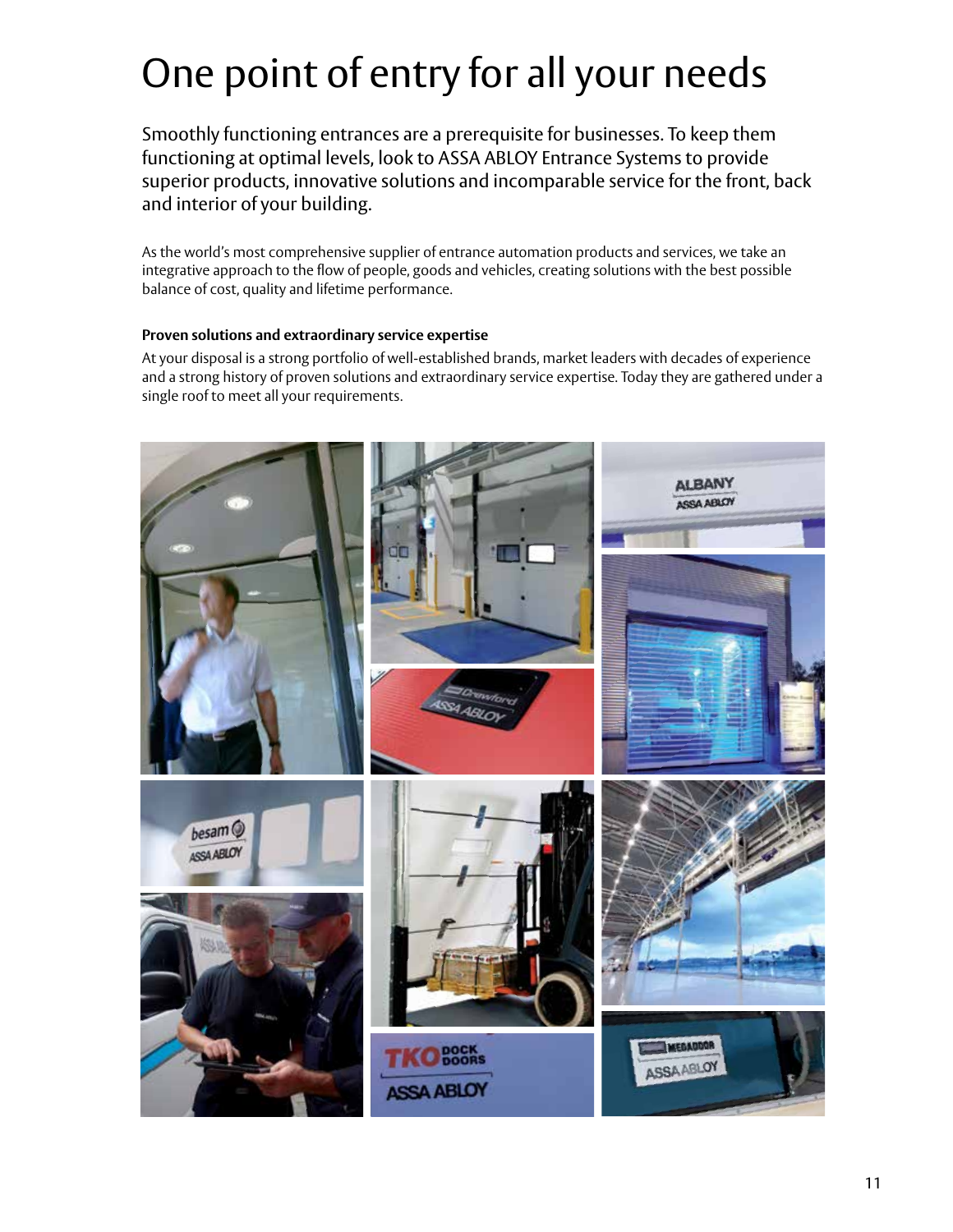# One point of entry for all your needs

Smoothly functioning entrances are a prerequisite for businesses. To keep them functioning at optimal levels, look to ASSA ABLOY Entrance Systems to provide superior products, innovative solutions and incomparable service for the front, back and interior of your building.

As the world's most comprehensive supplier of entrance automation products and services, we take an integrative approach to the flow of people, goods and vehicles, creating solutions with the best possible balance of cost, quality and lifetime performance.

**Proven solutions and extraordinary service expertise**

At your disposal is a strong portfolio of well-established brands, market leaders with decades of experience and a strong history of proven solutions and extraordinary service expertise. Today they are gathered under a single roof to meet all your requirements.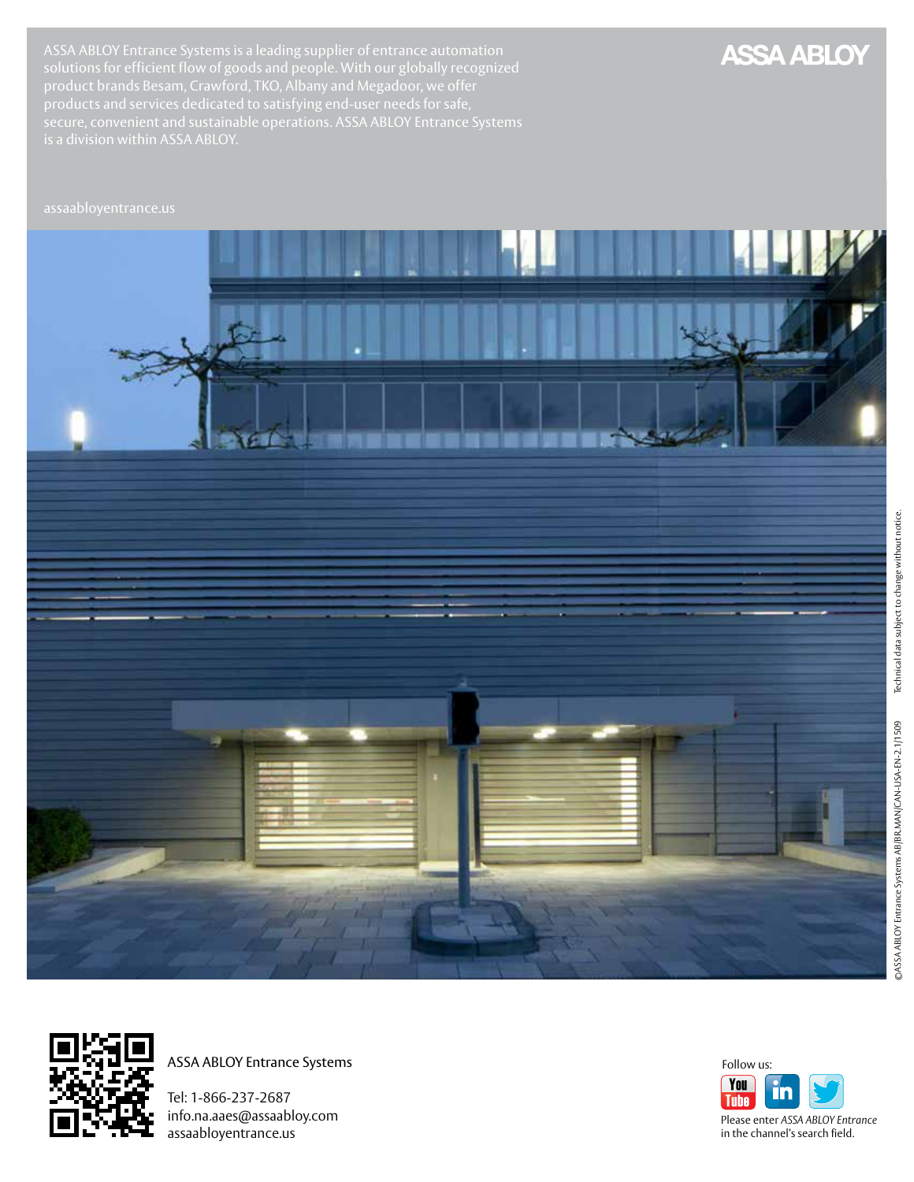ASSA ABLOY Entrance Systems is a leading supplier of entrance automation solutions for efficient flow of goods and people. With our globally recognized product brands Besam, Crawford, TKO, Albany and Megadoor, we offer products and services dedicated to satisfying end-user needs for safe, secure, convenient and sustainable operations. ASSA ABLOY Entrance Systems is a division within ASSA ABLOY.

ASSA ABLOY

assaabloyentrance.us

©ASSA ABLOY Entrance Systems AB/BR.MAN/CAN-USA-EN-2.1/1509 Technical data subject to change without notice.

ASSA ABLOY Entrance Systems

Tel: 1-866-237-2687
info.na.aaes@assaabloy.com
assaabloyentrance.us

Follow us:

Please enter *ASSA ABLOY Entrance* in the channel's search field.